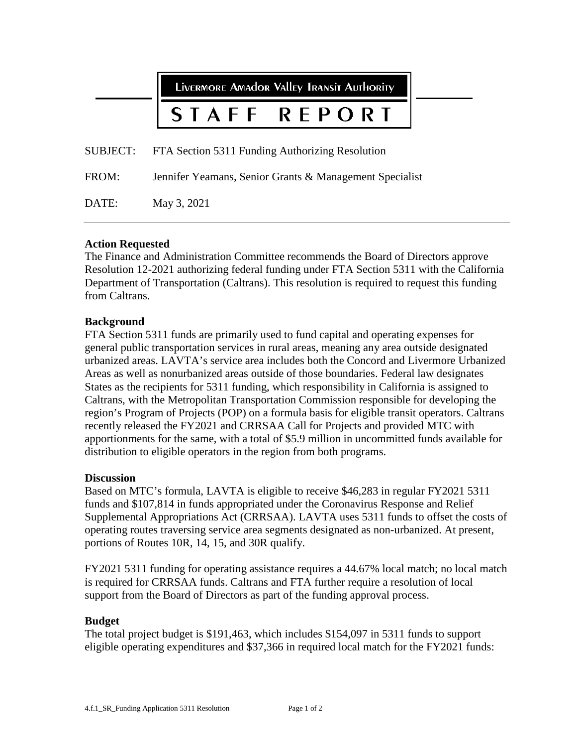Livermore Amador Valley Transit Authority

# STAFF REPORT

SUBJECT: FTA Section 5311 Funding Authorizing Resolution

FROM: Jennifer Yeamans, Senior Grants & Management Specialist

DATE: May 3, 2021

---

**Action Requested**

The Finance and Administration Committee recommends the Board of Directors approve Resolution 12-2021 authorizing federal funding under FTA Section 5311 with the California Department of Transportation (Caltrans). This resolution is required to request this funding from Caltrans.

**Background**

FTA Section 5311 funds are primarily used to fund capital and operating expenses for general public transportation services in rural areas, meaning any area outside designated urbanized areas. LAVTA's service area includes both the Concord and Livermore Urbanized Areas as well as nonurbanized areas outside of those boundaries. Federal law designates States as the recipients for 5311 funding, which responsibility in California is assigned to Caltrans, with the Metropolitan Transportation Commission responsible for developing the region's Program of Projects (POP) on a formula basis for eligible transit operators. Caltrans recently released the FY2021 and CRRSAA Call for Projects and provided MTC with apportionments for the same, with a total of $5.9 million in uncommitted funds available for distribution to eligible operators in the region from both programs.

**Discussion**

Based on MTC's formula, LAVTA is eligible to receive $46,283 in regular FY2021 5311 funds and $107,814 in funds appropriated under the Coronavirus Response and Relief Supplemental Appropriations Act (CRRSAA). LAVTA uses 5311 funds to offset the costs of operating routes traversing service area segments designated as non-urbanized. At present, portions of Routes 10R, 14, 15, and 30R qualify.

FY2021 5311 funding for operating assistance requires a 44.67% local match; no local match is required for CRRSAA funds. Caltrans and FTA further require a resolution of local support from the Board of Directors as part of the funding approval process.

**Budget**

The total project budget is $191,463, which includes $154,097 in 5311 funds to support eligible operating expenditures and $37,366 in required local match for the FY2021 funds: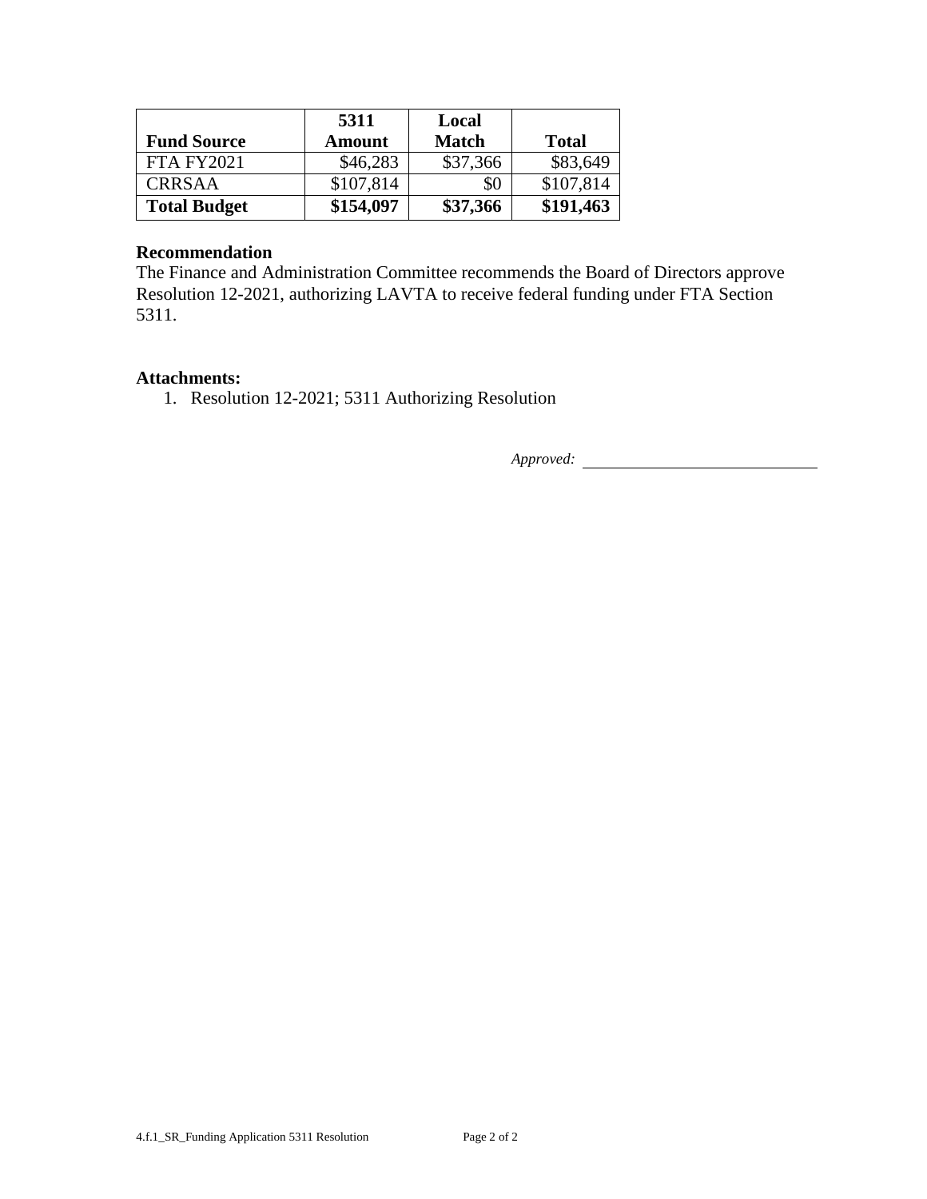| Fund Source | 5311 Amount | Local Match | Total |
| --- | --- | --- | --- |
| FTA FY2021 | $46,283 | $37,366 | $83,649 |
| CRRSAA | $107,814 | $0 | $107,814 |
| **Total Budget** | **$154,097** | **$37,366** | **$191,463** |

**Recommendation**

The Finance and Administration Committee recommends the Board of Directors approve Resolution 12-2021, authorizing LAVTA to receive federal funding under FTA Section 5311.

**Attachments:**

1. Resolution 12-2021; 5311 Authorizing Resolution

*Approved:* ___________________________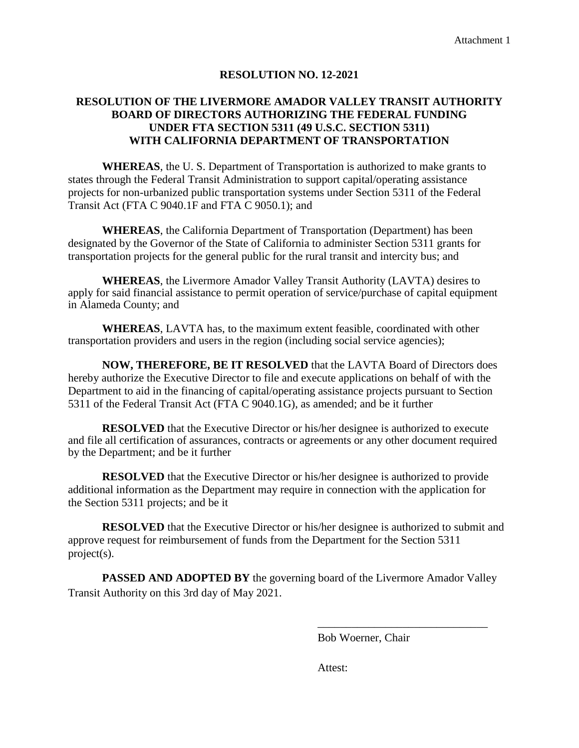Attachment 1

# RESOLUTION NO. 12-2021

## RESOLUTION OF THE LIVERMORE AMADOR VALLEY TRANSIT AUTHORITY BOARD OF DIRECTORS AUTHORIZING THE FEDERAL FUNDING UNDER FTA SECTION 5311 (49 U.S.C. SECTION 5311) WITH CALIFORNIA DEPARTMENT OF TRANSPORTATION

**WHEREAS**, the U. S. Department of Transportation is authorized to make grants to states through the Federal Transit Administration to support capital/operating assistance projects for non-urbanized public transportation systems under Section 5311 of the Federal Transit Act (FTA C 9040.1F and FTA C 9050.1); and

**WHEREAS**, the California Department of Transportation (Department) has been designated by the Governor of the State of California to administer Section 5311 grants for transportation projects for the general public for the rural transit and intercity bus; and

**WHEREAS**, the Livermore Amador Valley Transit Authority (LAVTA) desires to apply for said financial assistance to permit operation of service/purchase of capital equipment in Alameda County; and

**WHEREAS**, LAVTA has, to the maximum extent feasible, coordinated with other transportation providers and users in the region (including social service agencies);

**NOW, THEREFORE, BE IT RESOLVED** that the LAVTA Board of Directors does hereby authorize the Executive Director to file and execute applications on behalf of with the Department to aid in the financing of capital/operating assistance projects pursuant to Section 5311 of the Federal Transit Act (FTA C 9040.1G), as amended; and be it further

**RESOLVED** that the Executive Director or his/her designee is authorized to execute and file all certification of assurances, contracts or agreements or any other document required by the Department; and be it further

**RESOLVED** that the Executive Director or his/her designee is authorized to provide additional information as the Department may require in connection with the application for the Section 5311 projects; and be it

**RESOLVED** that the Executive Director or his/her designee is authorized to submit and approve request for reimbursement of funds from the Department for the Section 5311 project(s).

**PASSED AND ADOPTED BY** the governing board of the Livermore Amador Valley Transit Authority on this 3rd day of May 2021.

\_\_\_\_\_\_\_\_\_\_\_\_\_\_\_\_\_\_\_\_\_\_\_\_\_\_\_\_\_\_

Bob Woerner, Chair

Attest: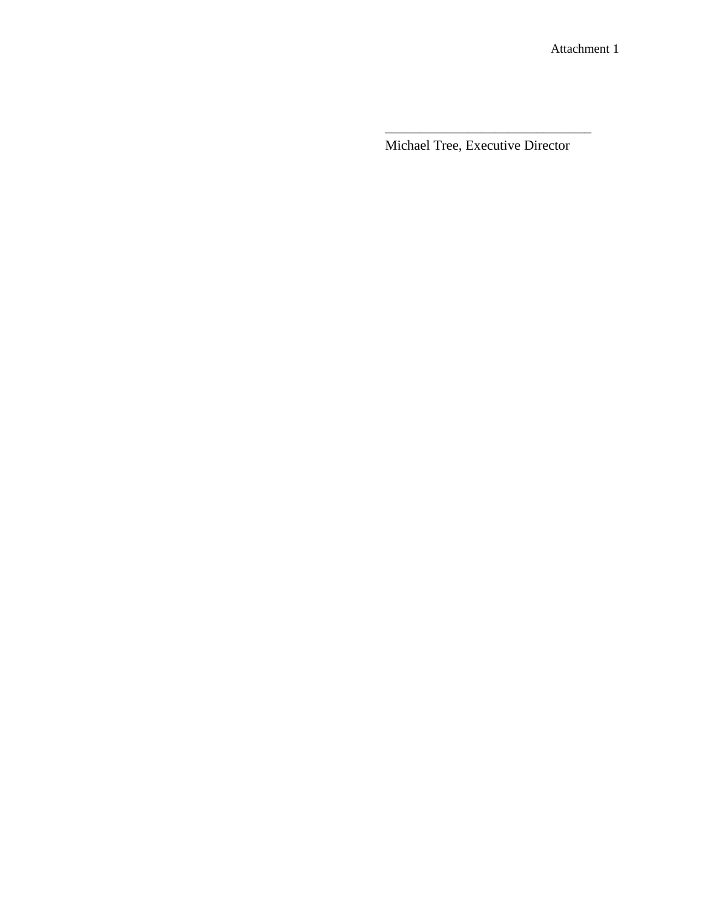Attachment 1

\_\_\_\_\_\_\_\_\_\_\_\_\_\_\_\_\_\_\_\_\_\_\_\_\_\_\_\_\_\_\_

Michael Tree, Executive Director